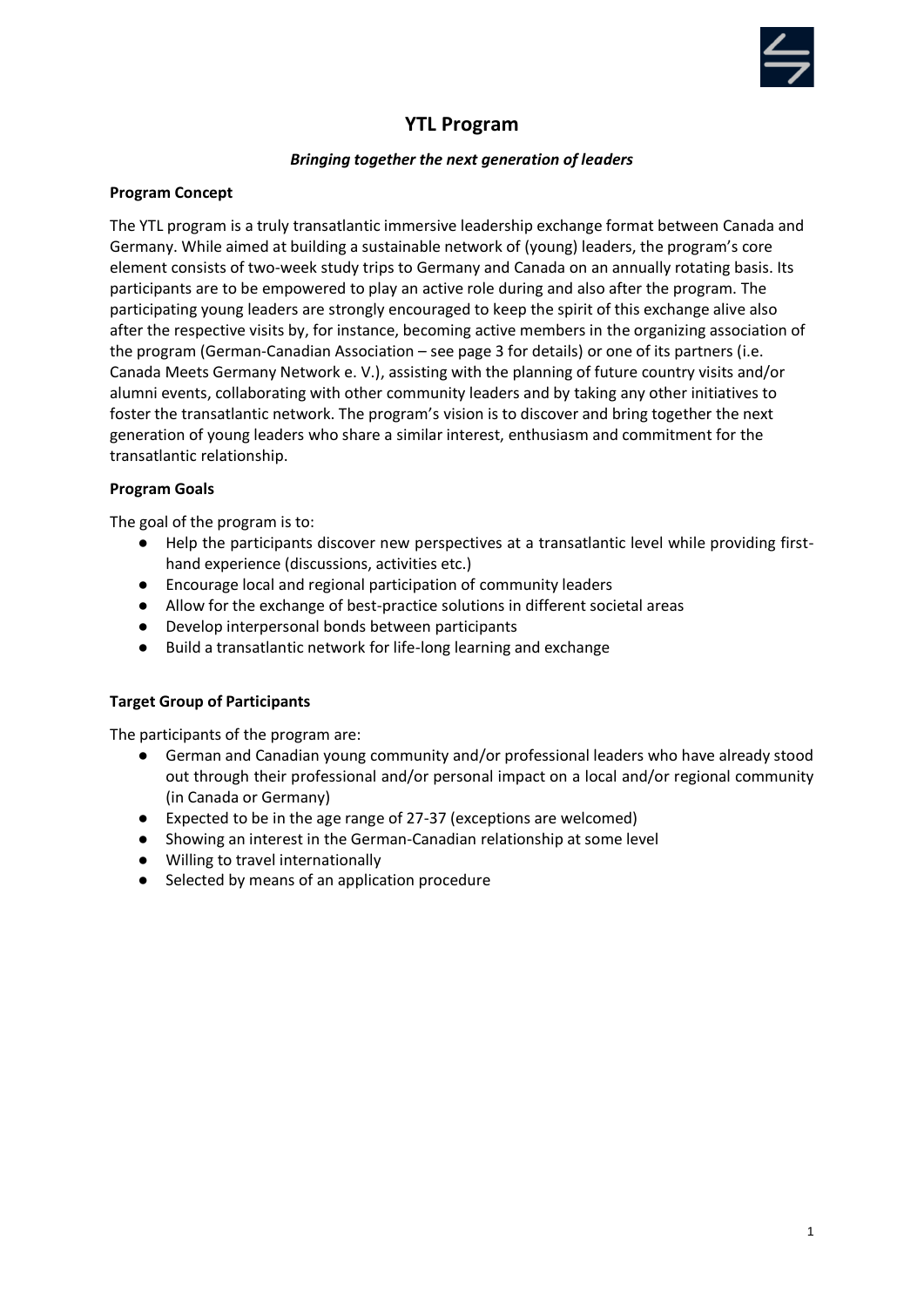# YTL Program

***Bringing together the next generation of leaders***

**Program Concept**

The YTL program is a truly transatlantic immersive leadership exchange format between Canada and Germany. While aimed at building a sustainable network of (young) leaders, the program's core element consists of two-week study trips to Germany and Canada on an annually rotating basis. Its participants are to be empowered to play an active role during and also after the program. The participating young leaders are strongly encouraged to keep the spirit of this exchange alive also after the respective visits by, for instance, becoming active members in the organizing association of the program (German-Canadian Association – see page 3 for details) or one of its partners (i.e. Canada Meets Germany Network e. V.), assisting with the planning of future country visits and/or alumni events, collaborating with other community leaders and by taking any other initiatives to foster the transatlantic network. The program's vision is to discover and bring together the next generation of young leaders who share a similar interest, enthusiasm and commitment for the transatlantic relationship.

**Program Goals**

The goal of the program is to:

- Help the participants discover new perspectives at a transatlantic level while providing first-hand experience (discussions, activities etc.)
- Encourage local and regional participation of community leaders
- Allow for the exchange of best-practice solutions in different societal areas
- Develop interpersonal bonds between participants
- Build a transatlantic network for life-long learning and exchange

**Target Group of Participants**

The participants of the program are:

- German and Canadian young community and/or professional leaders who have already stood out through their professional and/or personal impact on a local and/or regional community (in Canada or Germany)
- Expected to be in the age range of 27-37 (exceptions are welcomed)
- Showing an interest in the German-Canadian relationship at some level
- Willing to travel internationally
- Selected by means of an application procedure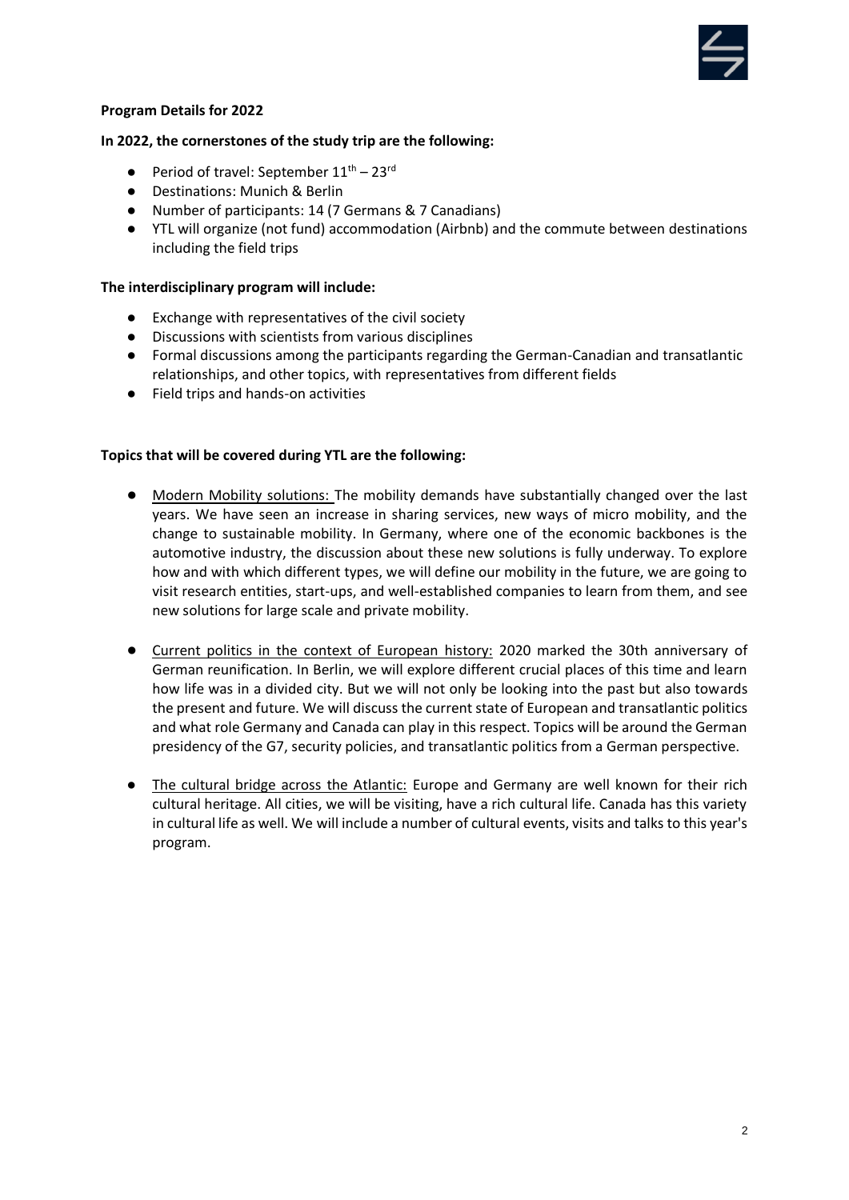**Program Details for 2022**

**In 2022, the cornerstones of the study trip are the following:**

- Period of travel: September 11th – 23rd
- Destinations: Munich & Berlin
- Number of participants: 14 (7 Germans & 7 Canadians)
- YTL will organize (not fund) accommodation (Airbnb) and the commute between destinations including the field trips

**The interdisciplinary program will include:**

- Exchange with representatives of the civil society
- Discussions with scientists from various disciplines
- Formal discussions among the participants regarding the German-Canadian and transatlantic relationships, and other topics, with representatives from different fields
- Field trips and hands-on activities

**Topics that will be covered during YTL are the following:**

- Modern Mobility solutions: The mobility demands have substantially changed over the last years. We have seen an increase in sharing services, new ways of micro mobility, and the change to sustainable mobility. In Germany, where one of the economic backbones is the automotive industry, the discussion about these new solutions is fully underway. To explore how and with which different types, we will define our mobility in the future, we are going to visit research entities, start-ups, and well-established companies to learn from them, and see new solutions for large scale and private mobility.

- Current politics in the context of European history: 2020 marked the 30th anniversary of German reunification. In Berlin, we will explore different crucial places of this time and learn how life was in a divided city. But we will not only be looking into the past but also towards the present and future. We will discuss the current state of European and transatlantic politics and what role Germany and Canada can play in this respect. Topics will be around the German presidency of the G7, security policies, and transatlantic politics from a German perspective.

- The cultural bridge across the Atlantic: Europe and Germany are well known for their rich cultural heritage. All cities, we will be visiting, have a rich cultural life. Canada has this variety in cultural life as well. We will include a number of cultural events, visits and talks to this year's program.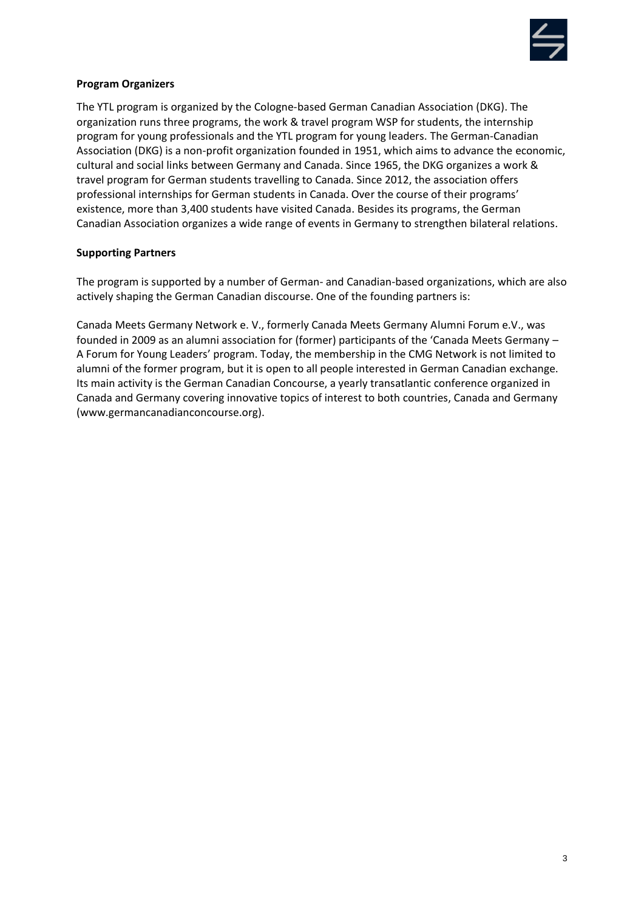**Program Organizers**

The YTL program is organized by the Cologne-based German Canadian Association (DKG). The organization runs three programs, the work & travel program WSP for students, the internship program for young professionals and the YTL program for young leaders. The German-Canadian Association (DKG) is a non-profit organization founded in 1951, which aims to advance the economic, cultural and social links between Germany and Canada. Since 1965, the DKG organizes a work & travel program for German students travelling to Canada. Since 2012, the association offers professional internships for German students in Canada. Over the course of their programs' existence, more than 3,400 students have visited Canada. Besides its programs, the German Canadian Association organizes a wide range of events in Germany to strengthen bilateral relations.

**Supporting Partners**

The program is supported by a number of German- and Canadian-based organizations, which are also actively shaping the German Canadian discourse. One of the founding partners is:

Canada Meets Germany Network e. V., formerly Canada Meets Germany Alumni Forum e.V., was founded in 2009 as an alumni association for (former) participants of the 'Canada Meets Germany – A Forum for Young Leaders' program. Today, the membership in the CMG Network is not limited to alumni of the former program, but it is open to all people interested in German Canadian exchange. Its main activity is the German Canadian Concourse, a yearly transatlantic conference organized in Canada and Germany covering innovative topics of interest to both countries, Canada and Germany (www.germancanadianconcourse.org).